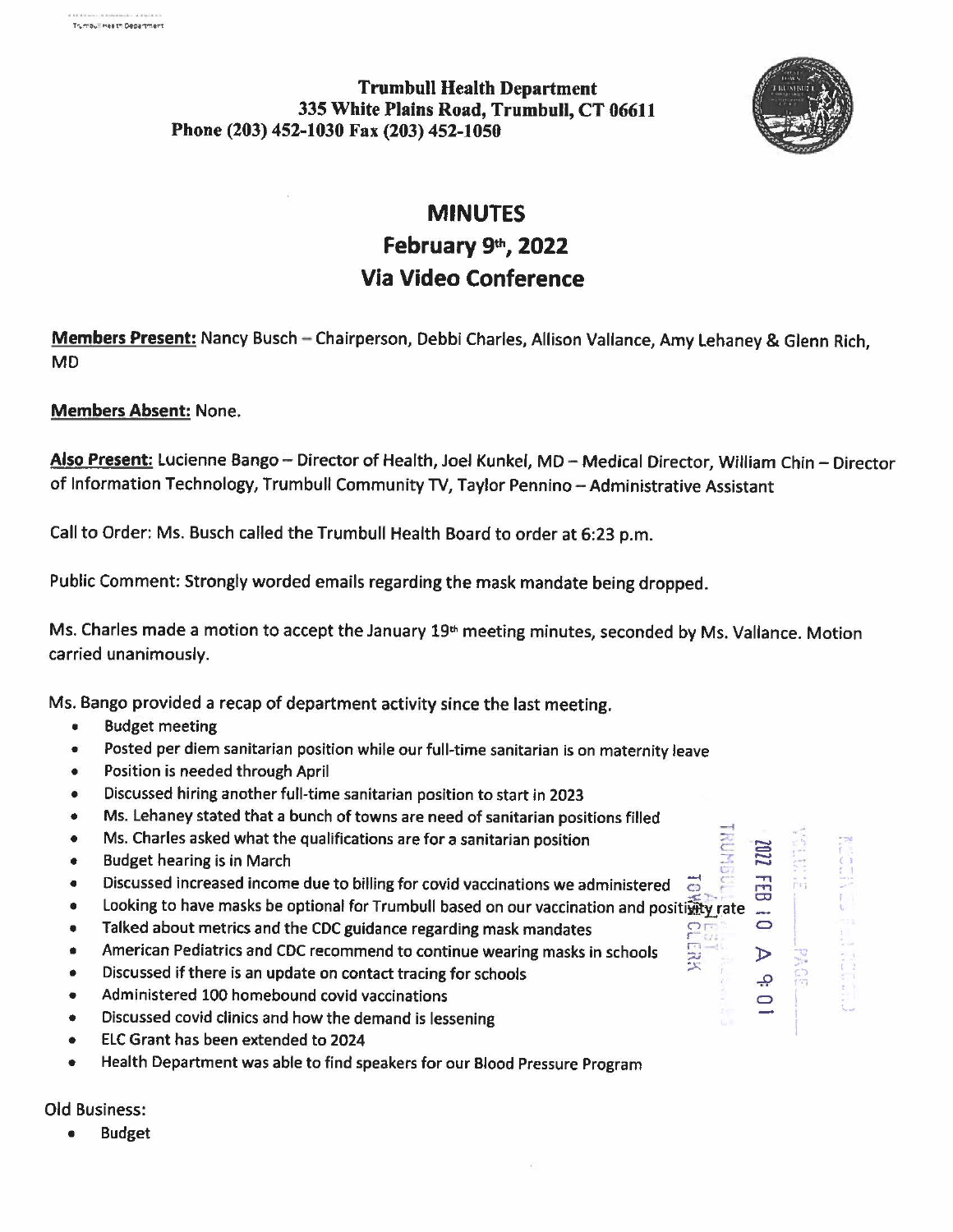**Trumbull Health Department**
**335 White Plains Road, Trumbull, CT 06611**
**Phone (203) 452-1030 Fax (203) 452-1050**

# MINUTES
## February 9th, 2022
## Via Video Conference

**Members Present:** Nancy Busch – Chairperson, Debbi Charles, Allison Vallance, Amy Lehaney & Glenn Rich, MD

**Members Absent:** None.

**Also Present:** Lucienne Bango – Director of Health, Joel Kunkel, MD – Medical Director, William Chin – Director of Information Technology, Trumbull Community TV, Taylor Pennino – Administrative Assistant

Call to Order: Ms. Busch called the Trumbull Health Board to order at 6:23 p.m.

Public Comment: Strongly worded emails regarding the mask mandate being dropped.

Ms. Charles made a motion to accept the January 19th meeting minutes, seconded by Ms. Vallance. Motion carried unanimously.

Ms. Bango provided a recap of department activity since the last meeting.

- Budget meeting
- Posted per diem sanitarian position while our full-time sanitarian is on maternity leave
- Position is needed through April
- Discussed hiring another full-time sanitarian position to start in 2023
- Ms. Lehaney stated that a bunch of towns are need of sanitarian positions filled
- Ms. Charles asked what the qualifications are for a sanitarian position
- Budget hearing is in March
- Discussed increased income due to billing for covid vaccinations we administered
- Looking to have masks be optional for Trumbull based on our vaccination and positivity rate
- Talked about metrics and the CDC guidance regarding mask mandates
- American Pediatrics and CDC recommend to continue wearing masks in schools
- Discussed if there is an update on contact tracing for schools
- Administered 100 homebound covid vaccinations
- Discussed covid clinics and how the demand is lessening
- ELC Grant has been extended to 2024
- Health Department was able to find speakers for our Blood Pressure Program

Old Business:

- Budget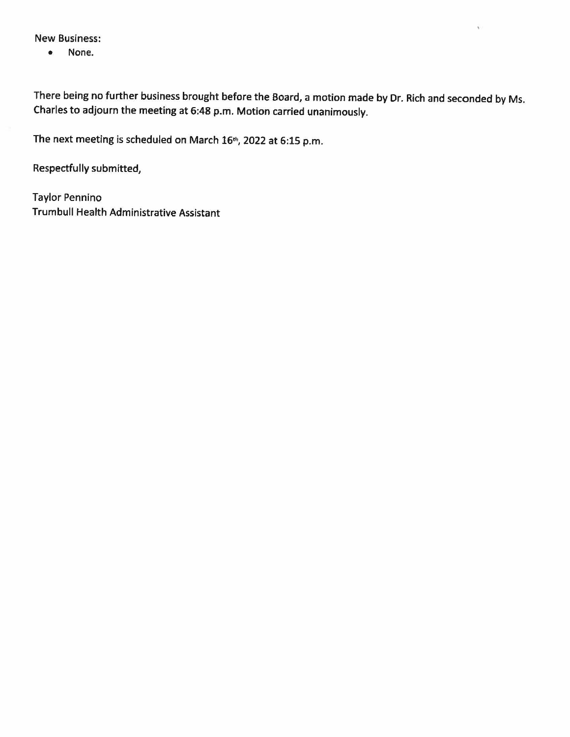New Business:

- None.

There being no further business brought before the Board, a motion made by Dr. Rich and seconded by Ms. Charles to adjourn the meeting at 6:48 p.m. Motion carried unanimously.

The next meeting is scheduled on March 16th, 2022 at 6:15 p.m.

Respectfully submitted,

Taylor Pennino
Trumbull Health Administrative Assistant